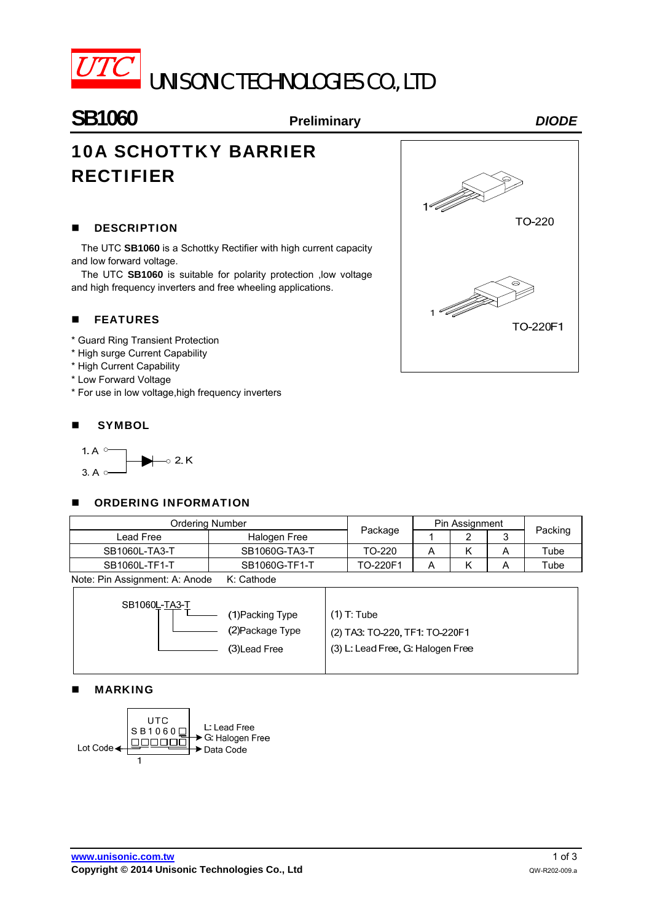UTC UNISONIC TECHNOLOGIES CO., LTD

# SB1060

**Preliminary** *DIODE*

# 10A SCHOTTKY BARRIER RECTIFIER

TO-220

TO-220F1

## DESCRIPTION

The UTC **SB1060** is a Schottky Rectifier with high current capacity and low forward voltage.

The UTC **SB1060** is suitable for polarity protection ,low voltage and high frequency inverters and free wheeling applications.

## FEATURES

* Guard Ring Transient Protection
* High surge Current Capability
* High Current Capability
* Low Forward Voltage
* For use in low voltage,high frequency inverters

## SYMBOL

1. A
3. A
2. K

## ORDERING INFORMATION

| Ordering Number | | Package | Pin Assignment | | | Packing |
|---|---|---|---|---|---|---|
| Lead Free | Halogen Free | | 1 | 2 | 3 | |
| SB1060L-TA3-T | SB1060G-TA3-T | TO-220 | A | K | A | Tube |
| SB1060L-TF1-T | SB1060G-TF1-T | TO-220F1 | A | K | A | Tube |

Note: Pin Assignment: A: Anode K: Cathode

SB1060L-TA3-T
(1)Packing Type
(2)Package Type
(3)Lead Free

(1) T: Tube
(2) TA3: TO-220, TF1: TO-220F1
(3) L: Lead Free, G: Halogen Free

## MARKING

UTC
SB1060□
□□□□□□
1

Lot Code
L: Lead Free
G: Halogen Free
Data Code

www.unisonic.com.tw
Copyright © 2014 Unisonic Technologies Co., Ltd
QW-R202-009.a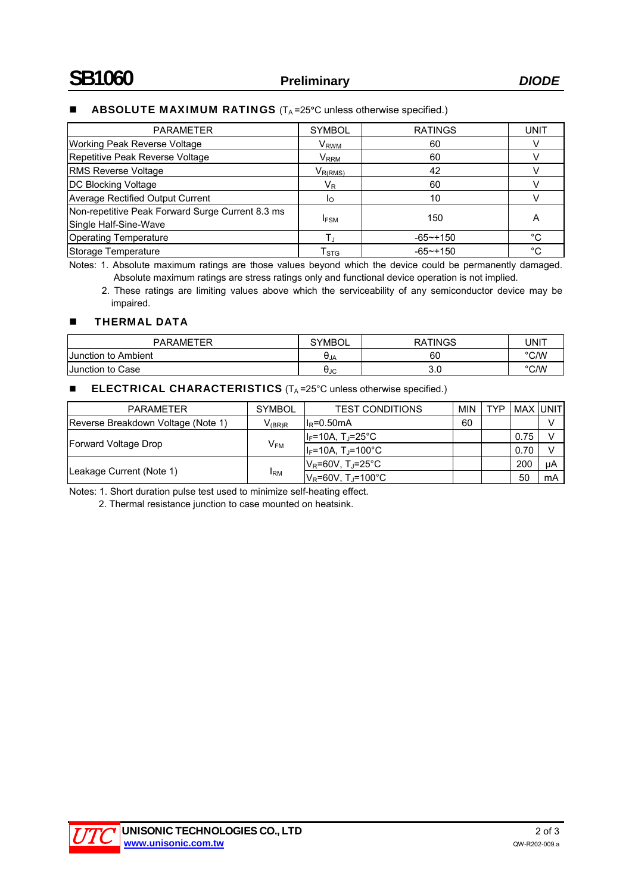## ■ ABSOLUTE MAXIMUM RATINGS ($T_A$ =25°C unless otherwise specified.)

| PARAMETER | SYMBOL | RATINGS | UNIT |
|---|---|---|---|
| Working Peak Reverse Voltage | $V_{RWM}$ | 60 | V |
| Repetitive Peak Reverse Voltage | $V_{RRM}$ | 60 | V |
| RMS Reverse Voltage | $V_{R(RMS)}$ | 42 | V |
| DC Blocking Voltage | $V_R$ | 60 | V |
| Average Rectified Output Current | $I_O$ | 10 | V |
| Non-repetitive Peak Forward Surge Current 8.3 ms Single Half-Sine-Wave | $I_{FSM}$ | 150 | A |
| Operating Temperature | $T_J$ | -65~+150 | °C |
| Storage Temperature | $T_{STG}$ | -65~+150 | °C |

Notes: 1. Absolute maximum ratings are those values beyond which the device could be permanently damaged. Absolute maximum ratings are stress ratings only and functional device operation is not implied.

2. These ratings are limiting values above which the serviceability of any semiconductor device may be impaired.

## ■ THERMAL DATA

| PARAMETER | SYMBOL | RATINGS | UNIT |
|---|---|---|---|
| Junction to Ambient | $\theta_{JA}$ | 60 | °C/W |
| Junction to Case | $\theta_{JC}$ | 3.0 | °C/W |

## ■ ELECTRICAL CHARACTERISTICS ($T_A$ =25°C unless otherwise specified.)

| PARAMETER | SYMBOL | TEST CONDITIONS | MIN | TYP | MAX | UNIT |
|---|---|---|---|---|---|---|
| Reverse Breakdown Voltage (Note 1) | $V_{(BR)R}$ | $I_R$=0.50mA | 60 | | | V |
| Forward Voltage Drop | $V_{FM}$ | $I_F$=10A, $T_J$=25°C | | | 0.75 | V |
| | | $I_F$=10A, $T_J$=100°C | | | 0.70 | V |
| Leakage Current (Note 1) | $I_{RM}$ | $V_R$=60V, $T_J$=25°C | | | 200 | μA |
| | | $V_R$=60V, $T_J$=100°C | | | 50 | mA |

Notes: 1. Short duration pulse test used to minimize self-heating effect.

2. Thermal resistance junction to case mounted on heatsink.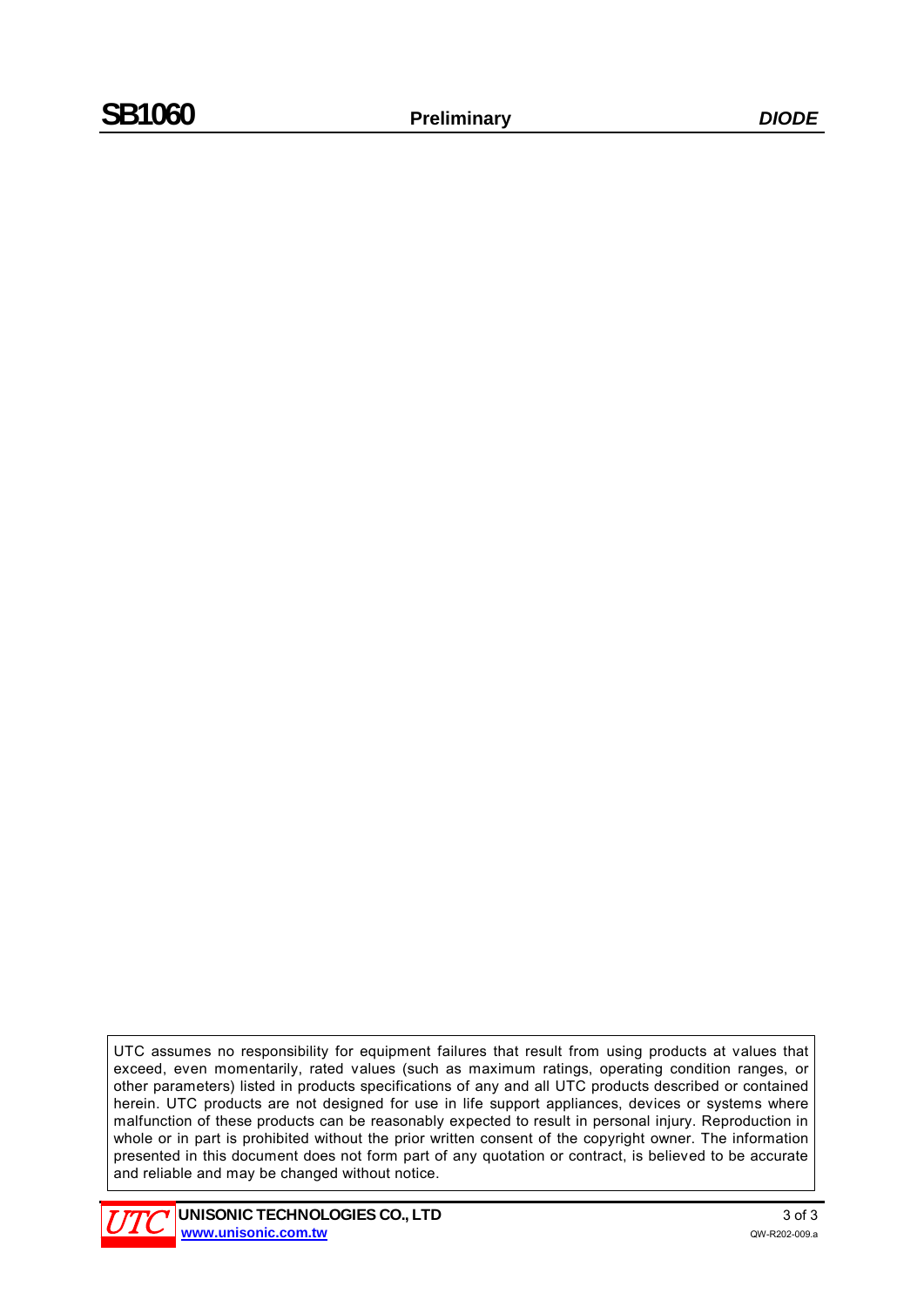UTC assumes no responsibility for equipment failures that result from using products at values that exceed, even momentarily, rated values (such as maximum ratings, operating condition ranges, or other parameters) listed in products specifications of any and all UTC products described or contained herein. UTC products are not designed for use in life support appliances, devices or systems where malfunction of these products can be reasonably expected to result in personal injury. Reproduction in whole or in part is prohibited without the prior written consent of the copyright owner. The information presented in this document does not form part of any quotation or contract, is believed to be accurate and reliable and may be changed without notice.